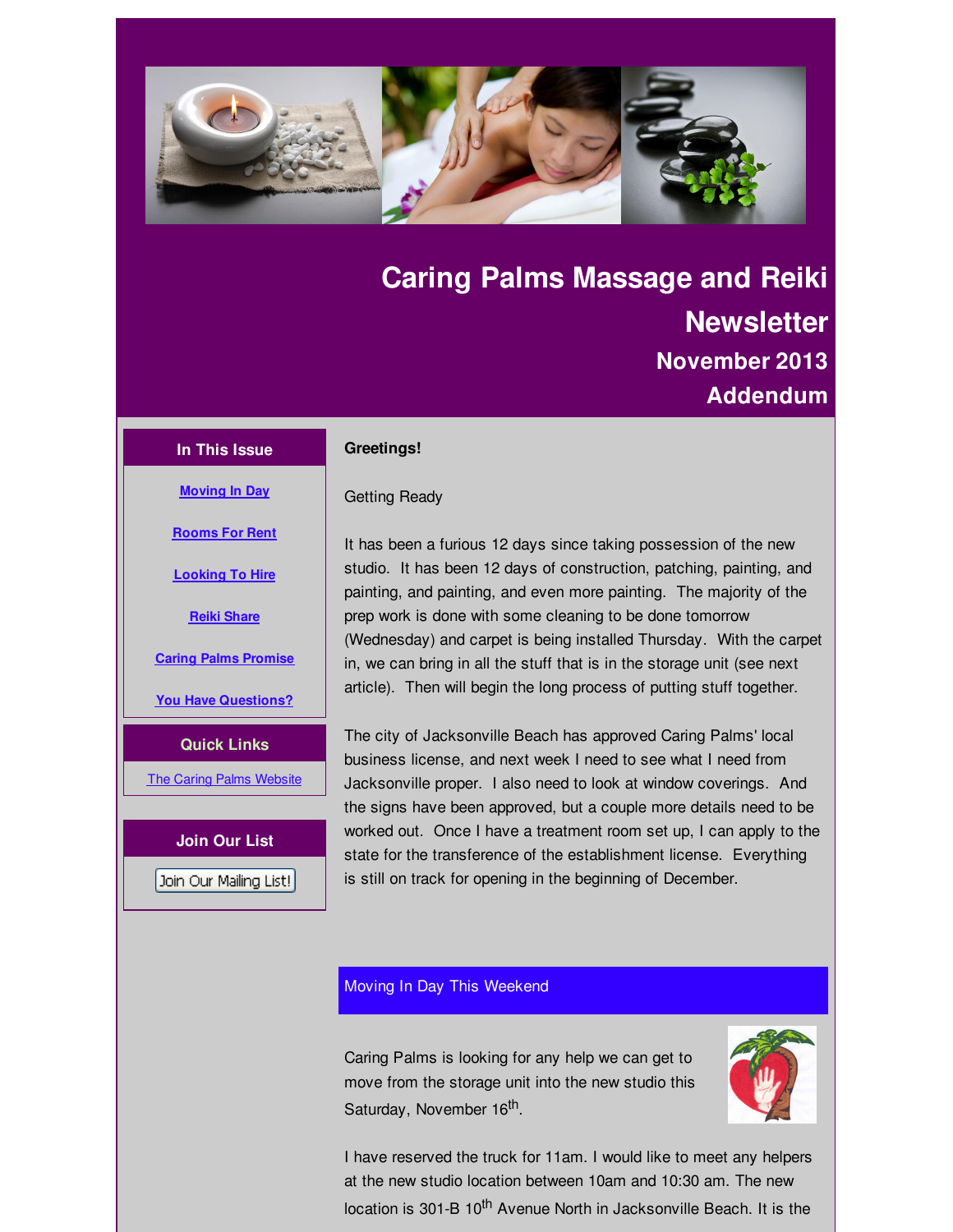# Caring Palms Massage and Reiki Newsletter

## November 2013

## Addendum

### In This Issue

- Moving In Day
- Rooms For Rent
- Looking To Hire
- Reiki Share
- Caring Palms Promise
- You Have Questions?

### Quick Links

The Caring Palms Website

### Join Our List

Join Our Mailing List!

**Greetings!**

Getting Ready

It has been a furious 12 days since taking possession of the new studio. It has been 12 days of construction, patching, painting, and painting, and painting, and even more painting. The majority of the prep work is done with some cleaning to be done tomorrow (Wednesday) and carpet is being installed Thursday. With the carpet in, we can bring in all the stuff that is in the storage unit (see next article). Then will begin the long process of putting stuff together.

The city of Jacksonville Beach has approved Caring Palms' local business license, and next week I need to see what I need from Jacksonville proper. I also need to look at window coverings. And the signs have been approved, but a couple more details need to be worked out. Once I have a treatment room set up, I can apply to the state for the transference of the establishment license. Everything is still on track for opening in the beginning of December.

## Moving In Day This Weekend

Caring Palms is looking for any help we can get to move from the storage unit into the new studio this Saturday, November 16th.

I have reserved the truck for 11am. I would like to meet any helpers at the new studio location between 10am and 10:30 am. The new location is 301-B 10th Avenue North in Jacksonville Beach. It is the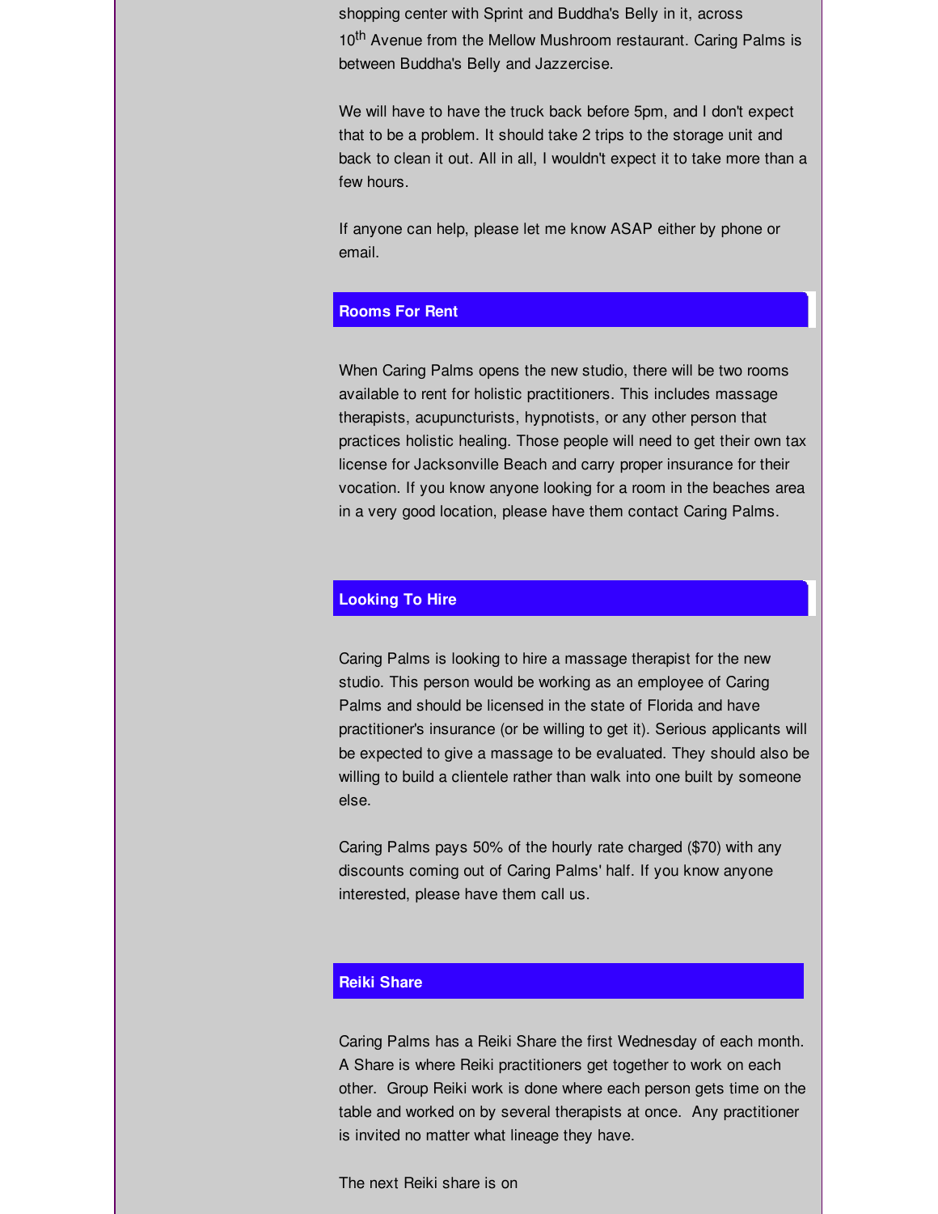shopping center with Sprint and Buddha's Belly in it, across 10th Avenue from the Mellow Mushroom restaurant. Caring Palms is between Buddha's Belly and Jazzercise.

We will have to have the truck back before 5pm, and I don't expect that to be a problem. It should take 2 trips to the storage unit and back to clean it out. All in all, I wouldn't expect it to take more than a few hours.

If anyone can help, please let me know ASAP either by phone or email.

## Rooms For Rent

When Caring Palms opens the new studio, there will be two rooms available to rent for holistic practitioners. This includes massage therapists, acupuncturists, hypnotists, or any other person that practices holistic healing. Those people will need to get their own tax license for Jacksonville Beach and carry proper insurance for their vocation. If you know anyone looking for a room in the beaches area in a very good location, please have them contact Caring Palms.

## Looking To Hire

Caring Palms is looking to hire a massage therapist for the new studio. This person would be working as an employee of Caring Palms and should be licensed in the state of Florida and have practitioner's insurance (or be willing to get it). Serious applicants will be expected to give a massage to be evaluated. They should also be willing to build a clientele rather than walk into one built by someone else.

Caring Palms pays 50% of the hourly rate charged ($70) with any discounts coming out of Caring Palms' half. If you know anyone interested, please have them call us.

## Reiki Share

Caring Palms has a Reiki Share the first Wednesday of each month. A Share is where Reiki practitioners get together to work on each other. Group Reiki work is done where each person gets time on the table and worked on by several therapists at once. Any practitioner is invited no matter what lineage they have.

The next Reiki share is on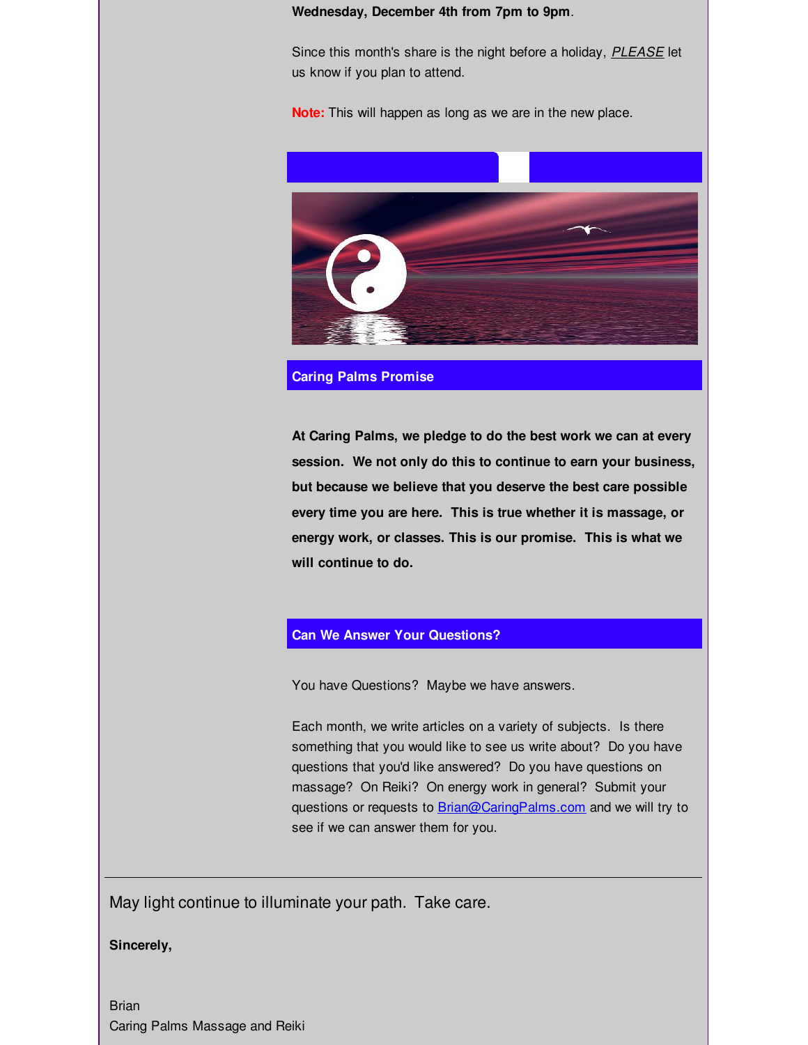**Wednesday, December 4th from 7pm to 9pm**.

Since this month's share is the night before a holiday, ***PLEASE*** let us know if you plan to attend.

**Note:** This will happen as long as we are in the new place.

## Caring Palms Promise

**At Caring Palms, we pledge to do the best work we can at every session. We not only do this to continue to earn your business, but because we believe that you deserve the best care possible every time you are here. This is true whether it is massage, or energy work, or classes. This is our promise. This is what we will continue to do.**

## Can We Answer Your Questions?

You have Questions? Maybe we have answers.

Each month, we write articles on a variety of subjects. Is there something that you would like to see us write about? Do you have questions that you'd like answered? Do you have questions on massage? On Reiki? On energy work in general? Submit your questions or requests to Brian@CaringPalms.com and we will try to see if we can answer them for you.

---

May light continue to illuminate your path. Take care.

**Sincerely,**

Brian
Caring Palms Massage and Reiki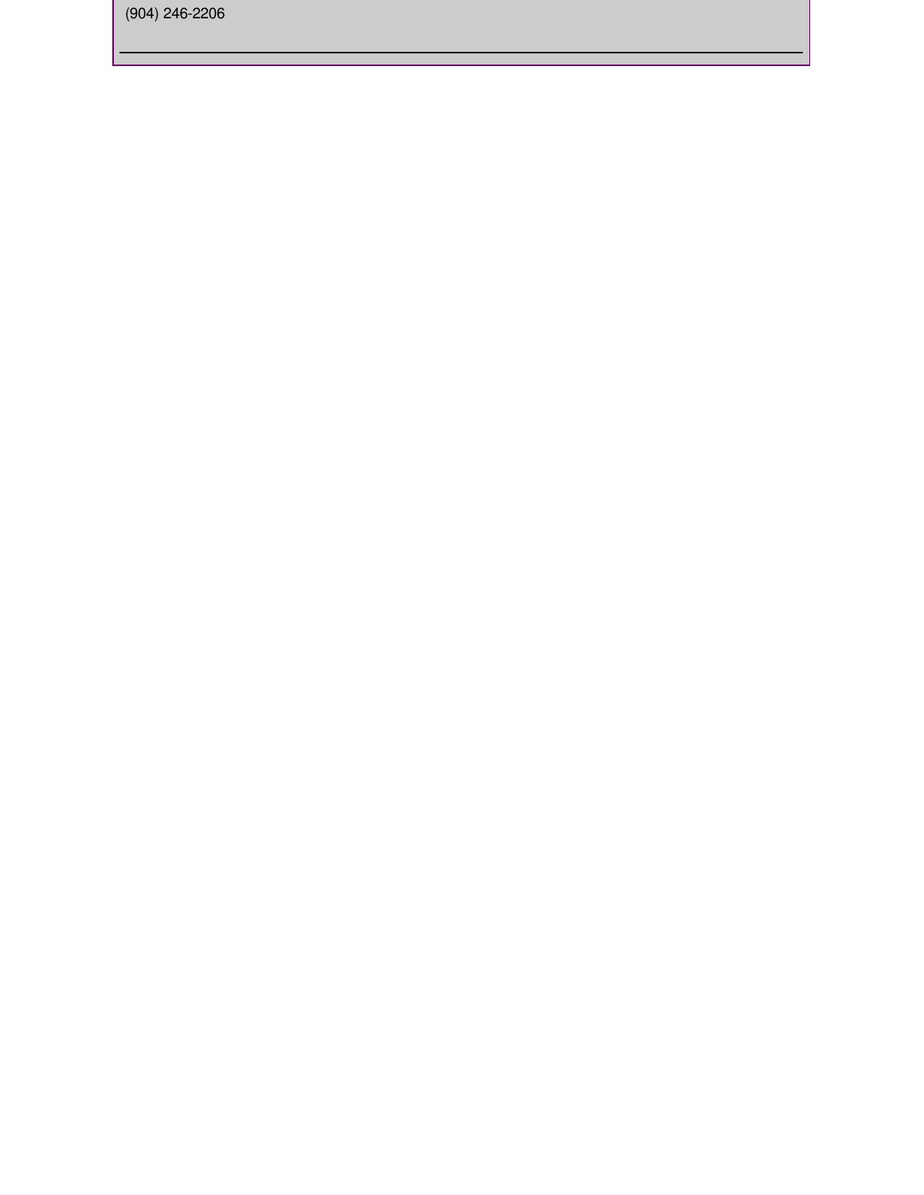(904) 246-2206

---